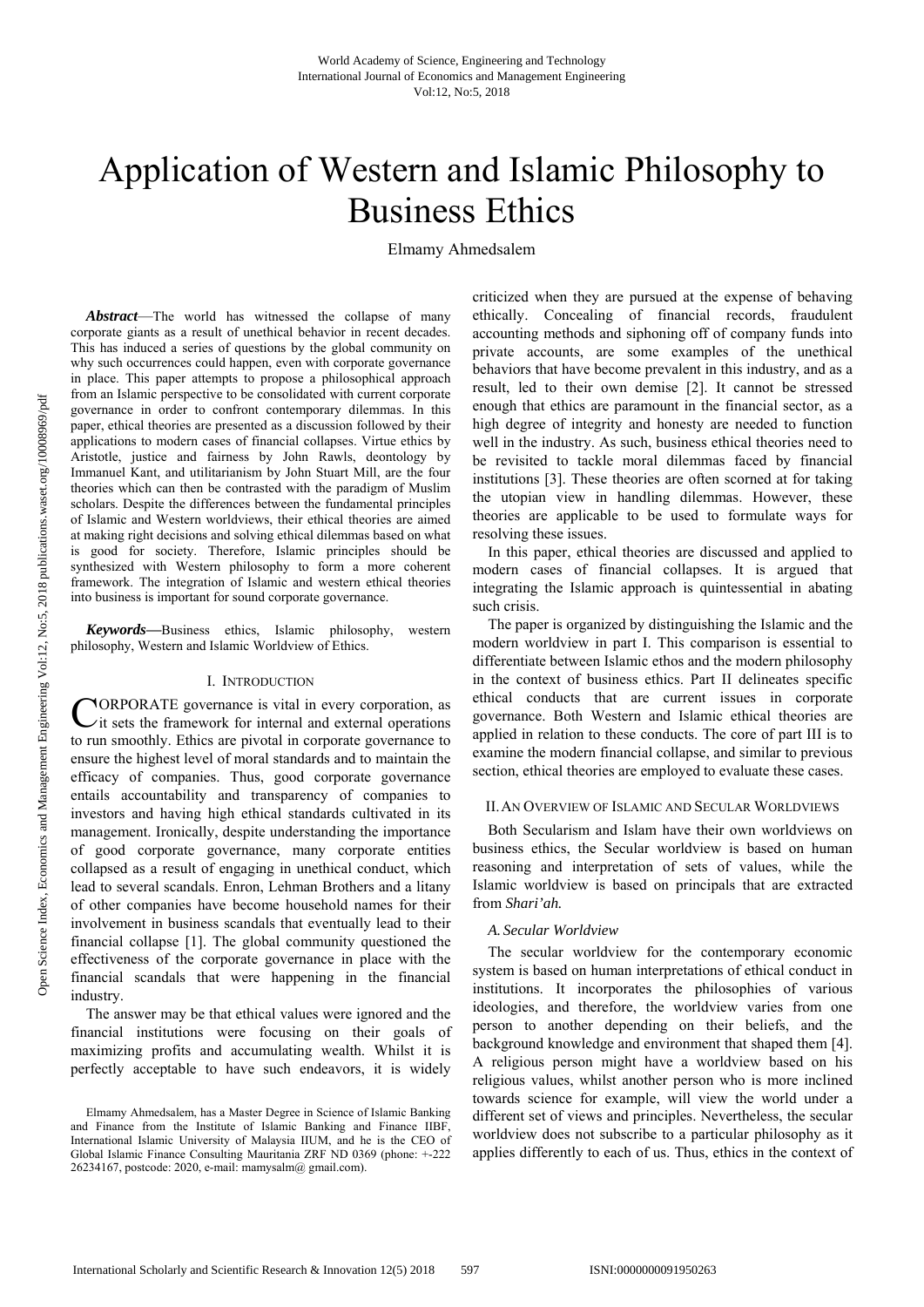# Application of Western and Islamic Philosophy to Business Ethics

Elmamy Ahmedsalem

***Abstract*—**The world has witnessed the collapse of many corporate giants as a result of unethical behavior in recent decades. This has induced a series of questions by the global community on why such occurrences could happen, even with corporate governance in place. This paper attempts to propose a philosophical approach from an Islamic perspective to be consolidated with current corporate governance in order to confront contemporary dilemmas. In this paper, ethical theories are presented as a discussion followed by their applications to modern cases of financial collapses. Virtue ethics by Aristotle, justice and fairness by John Rawls, deontology by Immanuel Kant, and utilitarianism by John Stuart Mill, are the four theories which can then be contrasted with the paradigm of Muslim scholars. Despite the differences between the fundamental principles of Islamic and Western worldviews, their ethical theories are aimed at making right decisions and solving ethical dilemmas based on what is good for society. Therefore, Islamic principles should be synthesized with Western philosophy to form a more coherent framework. The integration of Islamic and western ethical theories into business is important for sound corporate governance.

***Keywords*—**Business ethics, Islamic philosophy, western philosophy, Western and Islamic Worldview of Ethics.

## I. Introduction

CORPORATE governance is vital in every corporation, as it sets the framework for internal and external operations to run smoothly. Ethics are pivotal in corporate governance to ensure the highest level of moral standards and to maintain the efficacy of companies. Thus, good corporate governance entails accountability and transparency of companies to investors and having high ethical standards cultivated in its management. Ironically, despite understanding the importance of good corporate governance, many corporate entities collapsed as a result of engaging in unethical conduct, which lead to several scandals. Enron, Lehman Brothers and a litany of other companies have become household names for their involvement in business scandals that eventually lead to their financial collapse [1]. The global community questioned the effectiveness of the corporate governance in place with the financial scandals that were happening in the financial industry.

The answer may be that ethical values were ignored and the financial institutions were focusing on their goals of maximizing profits and accumulating wealth. Whilst it is perfectly acceptable to have such endeavors, it is widely criticized when they are pursued at the expense of behaving ethically. Concealing of financial records, fraudulent accounting methods and siphoning off of company funds into private accounts, are some examples of the unethical behaviors that have become prevalent in this industry, and as a result, led to their own demise [2]. It cannot be stressed enough that ethics are paramount in the financial sector, as a high degree of integrity and honesty are needed to function well in the industry. As such, business ethical theories need to be revisited to tackle moral dilemmas faced by financial institutions [3]. These theories are often scorned at for taking the utopian view in handling dilemmas. However, these theories are applicable to be used to formulate ways for resolving these issues.

In this paper, ethical theories are discussed and applied to modern cases of financial collapses. It is argued that integrating the Islamic approach is quintessential in abating such crisis.

The paper is organized by distinguishing the Islamic and the modern worldview in part I. This comparison is essential to differentiate between Islamic ethos and the modern philosophy in the context of business ethics. Part II delineates specific ethical conducts that are current issues in corporate governance. Both Western and Islamic ethical theories are applied in relation to these conducts. The core of part III is to examine the modern financial collapse, and similar to previous section, ethical theories are employed to evaluate these cases.

## II. An Overview of Islamic and Secular Worldviews

Both Secularism and Islam have their own worldviews on business ethics, the Secular worldview is based on human reasoning and interpretation of sets of values, while the Islamic worldview is based on principals that are extracted from *Shari'ah.*

### A. Secular Worldview

The secular worldview for the contemporary economic system is based on human interpretations of ethical conduct in institutions. It incorporates the philosophies of various ideologies, and therefore, the worldview varies from one person to another depending on their beliefs, and the background knowledge and environment that shaped them [4]. A religious person might have a worldview based on his religious values, whilst another person who is more inclined towards science for example, will view the world under a different set of views and principles. Nevertheless, the secular worldview does not subscribe to a particular philosophy as it applies differently to each of us. Thus, ethics in the context of

Elmamy Ahmedsalem, has a Master Degree in Science of Islamic Banking and Finance from the Institute of Islamic Banking and Finance IIBF, International Islamic University of Malaysia IIUM, and he is the CEO of Global Islamic Finance Consulting Mauritania ZRF ND 0369 (phone: +-222 26234167, postcode: 2020, e-mail: mamysalm@ gmail.com).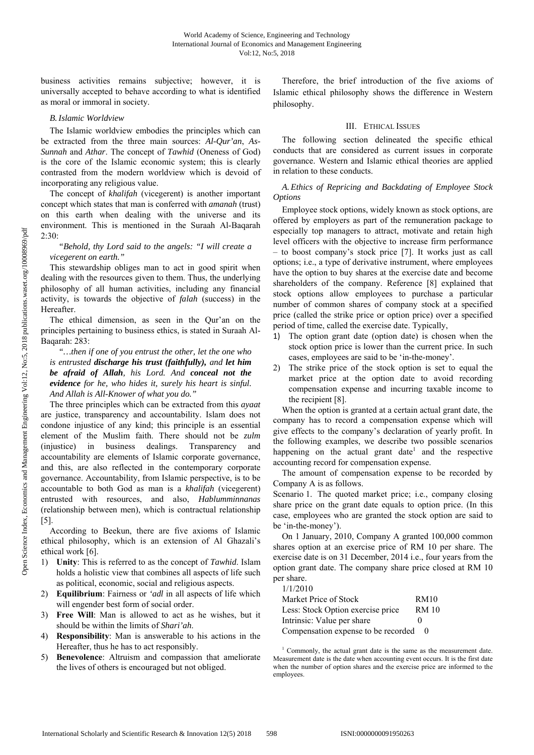business activities remains subjective; however, it is universally accepted to behave according to what is identified as moral or immoral in society.

### B. Islamic Worldview

The Islamic worldview embodies the principles which can be extracted from the three main sources: *Al-Qur'an*, *As-Sunnah* and *Athar*. The concept of *Tawhid* (Oneness of God) is the core of the Islamic economic system; this is clearly contrasted from the modern worldview which is devoid of incorporating any religious value.

The concept of *khalifah* (vicegerent) is another important concept which states that man is conferred with *amanah* (trust) on this earth when dealing with the universe and its environment. This is mentioned in the Suraah Al-Baqarah 2:30:

> *"Behold, thy Lord said to the angels: "I will create a vicegerent on earth."*

This stewardship obliges man to act in good spirit when dealing with the resources given to them. Thus, the underlying philosophy of all human activities, including any financial activity, is towards the objective of *falah* (success) in the Hereafter.

The ethical dimension, as seen in the Qur'an on the principles pertaining to business ethics, is stated in Suraah Al-Baqarah: 283:

> *"…then if one of you entrust the other, let the one who is entrusted* ***discharge his trust (faithfully),*** *and* ***let him be afraid of Allah****, his Lord. And* ***conceal not the evidence*** *for he, who hides it, surely his heart is sinful. And Allah is All-Knower of what you do."*

The three principles which can be extracted from this *ayaat* are justice, transparency and accountability. Islam does not condone injustice of any kind; this principle is an essential element of the Muslim faith. There should not be *zulm* (injustice) in business dealings. Transparency and accountability are elements of Islamic corporate governance, and this, are also reflected in the contemporary corporate governance. Accountability, from Islamic perspective, is to be accountable to both God as man is a *khalifah* (vicegerent) entrusted with resources, and also, *Hablumminnanas* (relationship between men), which is contractual relationship [5].

According to Beekun, there are five axioms of Islamic ethical philosophy, which is an extension of Al Ghazali's ethical work [6].

1) **Unity**: This is referred to as the concept of *Tawhid*. Islam holds a holistic view that combines all aspects of life such as political, economic, social and religious aspects.
2) **Equilibrium**: Fairness or *'adl* in all aspects of life which will engender best form of social order.
3) **Free Will**: Man is allowed to act as he wishes, but it should be within the limits of *Shari'ah*.
4) **Responsibility**: Man is answerable to his actions in the Hereafter, thus he has to act responsibly.
5) **Benevolence**: Altruism and compassion that ameliorate the lives of others is encouraged but not obliged.

Therefore, the brief introduction of the five axioms of Islamic ethical philosophy shows the difference in Western philosophy.

## III. Ethical Issues

The following section delineated the specific ethical conducts that are considered as current issues in corporate governance. Western and Islamic ethical theories are applied in relation to these conducts.

### A. Ethics of Repricing and Backdating of Employee Stock Options

Employee stock options, widely known as stock options, are offered by employers as part of the remuneration package to especially top managers to attract, motivate and retain high level officers with the objective to increase firm performance – to boost company's stock price [7]. It works just as call options; i.e., a type of derivative instrument, where employees have the option to buy shares at the exercise date and become shareholders of the company. Reference [8] explained that stock options allow employees to purchase a particular number of common shares of company stock at a specified price (called the strike price or option price) over a specified period of time, called the exercise date. Typically,

1) The option grant date (option date) is chosen when the stock option price is lower than the current price. In such cases, employees are said to be 'in-the-money'.
2) The strike price of the stock option is set to equal the market price at the option date to avoid recording compensation expense and incurring taxable income to the recipient [8].

When the option is granted at a certain actual grant date, the company has to record a compensation expense which will give effects to the company's declaration of yearly profit. In the following examples, we describe two possible scenarios happening on the actual grant date[1] and the respective accounting record for compensation expense.

The amount of compensation expense to be recorded by Company A is as follows.

Scenario 1. The quoted market price; i.e., company closing share price on the grant date equals to option price. (In this case, employees who are granted the stock option are said to be 'in-the-money').

On 1 January, 2010, Company A granted 100,000 common shares option at an exercise price of RM 10 per share. The exercise date is on 31 December, 2014 i.e., four years from the option grant date. The company share price closed at RM 10 per share.

| 1/1/2010 | |
|---|---|
| Market Price of Stock | RM10 |
| Less: Stock Option exercise price | RM 10 |
| Intrinsic: Value per share | 0 |
| Compensation expense to be recorded | 0 |

[1] Commonly, the actual grant date is the same as the measurement date. Measurement date is the date when accounting event occurs. It is the first date when the number of option shares and the exercise price are informed to the employees.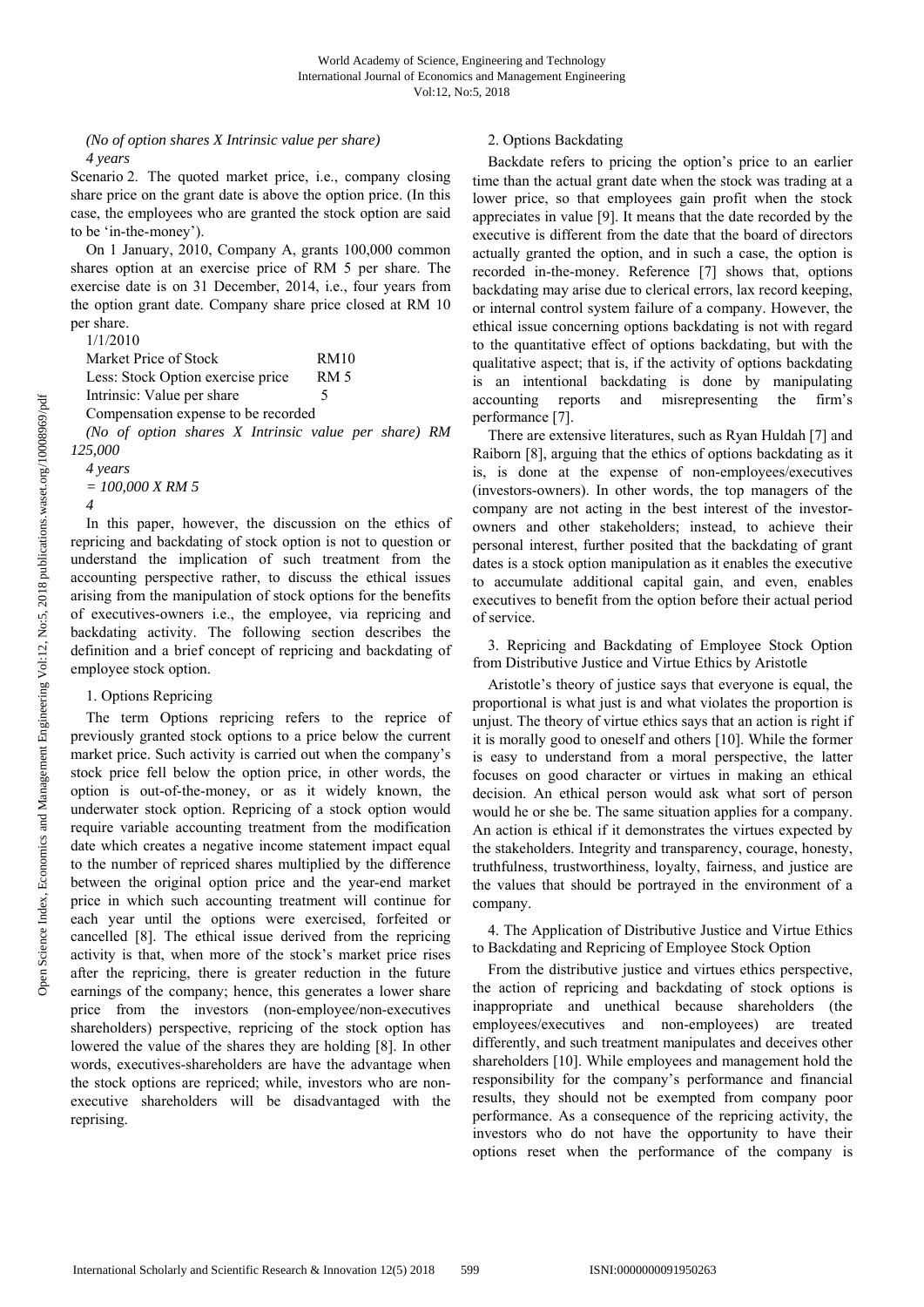*(No of option shares X Intrinsic value per share)*
*4 years*

Scenario 2. The quoted market price, i.e., company closing share price on the grant date is above the option price. (In this case, the employees who are granted the stock option are said to be 'in-the-money').

On 1 January, 2010, Company A, grants 100,000 common shares option at an exercise price of RM 5 per share. The exercise date is on 31 December, 2014, i.e., four years from the option grant date. Company share price closed at RM 10 per share.

1/1/2010

| | |
|---|---|
| Market Price of Stock | RM10 |
| Less: Stock Option exercise price | RM 5 |
| Intrinsic: Value per share | 5 |

Compensation expense to be recorded

*(No of option shares X Intrinsic value per share) RM 125,000*

*4 years*

*= 100,000 X RM 5*

*4*

In this paper, however, the discussion on the ethics of repricing and backdating of stock option is not to question or understand the implication of such treatment from the accounting perspective rather, to discuss the ethical issues arising from the manipulation of stock options for the benefits of executives-owners i.e., the employee, via repricing and backdating activity. The following section describes the definition and a brief concept of repricing and backdating of employee stock option.

1. Options Repricing

The term Options repricing refers to the reprice of previously granted stock options to a price below the current market price. Such activity is carried out when the company's stock price fell below the option price, in other words, the option is out-of-the-money, or as it widely known, the underwater stock option. Repricing of a stock option would require variable accounting treatment from the modification date which creates a negative income statement impact equal to the number of repriced shares multiplied by the difference between the original option price and the year-end market price in which such accounting treatment will continue for each year until the options were exercised, forfeited or cancelled [8]. The ethical issue derived from the repricing activity is that, when more of the stock's market price rises after the repricing, there is greater reduction in the future earnings of the company; hence, this generates a lower share price from the investors (non-employee/non-executives shareholders) perspective, repricing of the stock option has lowered the value of the shares they are holding [8]. In other words, executives-shareholders are have the advantage when the stock options are repriced; while, investors who are non-executive shareholders will be disadvantaged with the reprising.

2. Options Backdating

Backdate refers to pricing the option's price to an earlier time than the actual grant date when the stock was trading at a lower price, so that employees gain profit when the stock appreciates in value [9]. It means that the date recorded by the executive is different from the date that the board of directors actually granted the option, and in such a case, the option is recorded in-the-money. Reference [7] shows that, options backdating may arise due to clerical errors, lax record keeping, or internal control system failure of a company. However, the ethical issue concerning options backdating is not with regard to the quantitative effect of options backdating, but with the qualitative aspect; that is, if the activity of options backdating is an intentional backdating is done by manipulating accounting reports and misrepresenting the firm's performance [7].

There are extensive literatures, such as Ryan Huldah [7] and Raiborn [8], arguing that the ethics of options backdating as it is, is done at the expense of non-employees/executives (investors-owners). In other words, the top managers of the company are not acting in the best interest of the investor-owners and other stakeholders; instead, to achieve their personal interest, further posited that the backdating of grant dates is a stock option manipulation as it enables the executive to accumulate additional capital gain, and even, enables executives to benefit from the option before their actual period of service.

3. Repricing and Backdating of Employee Stock Option from Distributive Justice and Virtue Ethics by Aristotle

Aristotle's theory of justice says that everyone is equal, the proportional is what just is and what violates the proportion is unjust. The theory of virtue ethics says that an action is right if it is morally good to oneself and others [10]. While the former is easy to understand from a moral perspective, the latter focuses on good character or virtues in making an ethical decision. An ethical person would ask what sort of person would he or she be. The same situation applies for a company. An action is ethical if it demonstrates the virtues expected by the stakeholders. Integrity and transparency, courage, honesty, truthfulness, trustworthiness, loyalty, fairness, and justice are the values that should be portrayed in the environment of a company.

4. The Application of Distributive Justice and Virtue Ethics to Backdating and Repricing of Employee Stock Option

From the distributive justice and virtues ethics perspective, the action of repricing and backdating of stock options is inappropriate and unethical because shareholders (the employees/executives and non-employees) are treated differently, and such treatment manipulates and deceives other shareholders [10]. While employees and management hold the responsibility for the company's performance and financial results, they should not be exempted from company poor performance. As a consequence of the repricing activity, the investors who do not have the opportunity to have their options reset when the performance of the company is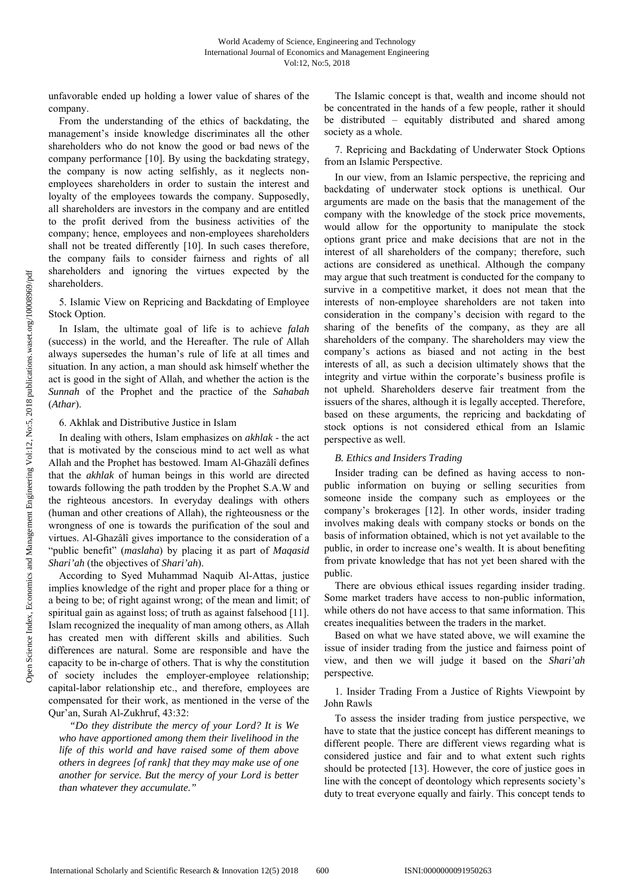unfavorable ended up holding a lower value of shares of the company.

From the understanding of the ethics of backdating, the management's inside knowledge discriminates all the other shareholders who do not know the good or bad news of the company performance [10]. By using the backdating strategy, the company is now acting selfishly, as it neglects non-employees shareholders in order to sustain the interest and loyalty of the employees towards the company. Supposedly, all shareholders are investors in the company and are entitled to the profit derived from the business activities of the company; hence, employees and non-employees shareholders shall not be treated differently [10]. In such cases therefore, the company fails to consider fairness and rights of all shareholders and ignoring the virtues expected by the shareholders.

5. Islamic View on Repricing and Backdating of Employee Stock Option.

In Islam, the ultimate goal of life is to achieve *falah* (success) in the world, and the Hereafter. The rule of Allah always supersedes the human's rule of life at all times and situation. In any action, a man should ask himself whether the act is good in the sight of Allah, and whether the action is the *Sunnah* of the Prophet and the practice of the *Sahabah* (*Athar*).

6. Akhlak and Distributive Justice in Islam

In dealing with others, Islam emphasizes on *akhlak* - the act that is motivated by the conscious mind to act well as what Allah and the Prophet has bestowed. Imam Al-Ghazâlî defines that the *akhlak* of human beings in this world are directed towards following the path trodden by the Prophet S.A.W and the righteous ancestors. In everyday dealings with others (human and other creations of Allah), the righteousness or the wrongness of one is towards the purification of the soul and virtues. Al-Ghazâlî gives importance to the consideration of a "public benefit" (*maslaha*) by placing it as part of *Maqasid Shari'ah* (the objectives of *Shari'ah*).

According to Syed Muhammad Naquib Al-Attas, justice implies knowledge of the right and proper place for a thing or a being to be; of right against wrong; of the mean and limit; of spiritual gain as against loss; of truth as against falsehood [11]. Islam recognized the inequality of man among others, as Allah has created men with different skills and abilities. Such differences are natural. Some are responsible and have the capacity to be in-charge of others. That is why the constitution of society includes the employer-employee relationship; capital-labor relationship etc., and therefore, employees are compensated for their work, as mentioned in the verse of the Qur'an, Surah Al-Zukhruf, 43:32:

*"Do they distribute the mercy of your Lord? It is We who have apportioned among them their livelihood in the life of this world and have raised some of them above others in degrees [of rank] that they may make use of one another for service. But the mercy of your Lord is better than whatever they accumulate."*

The Islamic concept is that, wealth and income should not be concentrated in the hands of a few people, rather it should be distributed – equitably distributed and shared among society as a whole.

7. Repricing and Backdating of Underwater Stock Options from an Islamic Perspective.

In our view, from an Islamic perspective, the repricing and backdating of underwater stock options is unethical. Our arguments are made on the basis that the management of the company with the knowledge of the stock price movements, would allow for the opportunity to manipulate the stock options grant price and make decisions that are not in the interest of all shareholders of the company; therefore, such actions are considered as unethical. Although the company may argue that such treatment is conducted for the company to survive in a competitive market, it does not mean that the interests of non-employee shareholders are not taken into consideration in the company's decision with regard to the sharing of the benefits of the company, as they are all shareholders of the company. The shareholders may view the company's actions as biased and not acting in the best interests of all, as such a decision ultimately shows that the integrity and virtue within the corporate's business profile is not upheld. Shareholders deserve fair treatment from the issuers of the shares, although it is legally accepted. Therefore, based on these arguments, the repricing and backdating of stock options is not considered ethical from an Islamic perspective as well.

### *B. Ethics and Insiders Trading*

Insider trading can be defined as having access to non-public information on buying or selling securities from someone inside the company such as employees or the company's brokerages [12]. In other words, insider trading involves making deals with company stocks or bonds on the basis of information obtained, which is not yet available to the public, in order to increase one's wealth. It is about benefiting from private knowledge that has not yet been shared with the public.

There are obvious ethical issues regarding insider trading. Some market traders have access to non-public information, while others do not have access to that same information. This creates inequalities between the traders in the market.

Based on what we have stated above, we will examine the issue of insider trading from the justice and fairness point of view, and then we will judge it based on the *Shari'ah* perspective.

1. Insider Trading From a Justice of Rights Viewpoint by John Rawls

To assess the insider trading from justice perspective, we have to state that the justice concept has different meanings to different people. There are different views regarding what is considered justice and fair and to what extent such rights should be protected [13]. However, the core of justice goes in line with the concept of deontology which represents society's duty to treat everyone equally and fairly. This concept tends to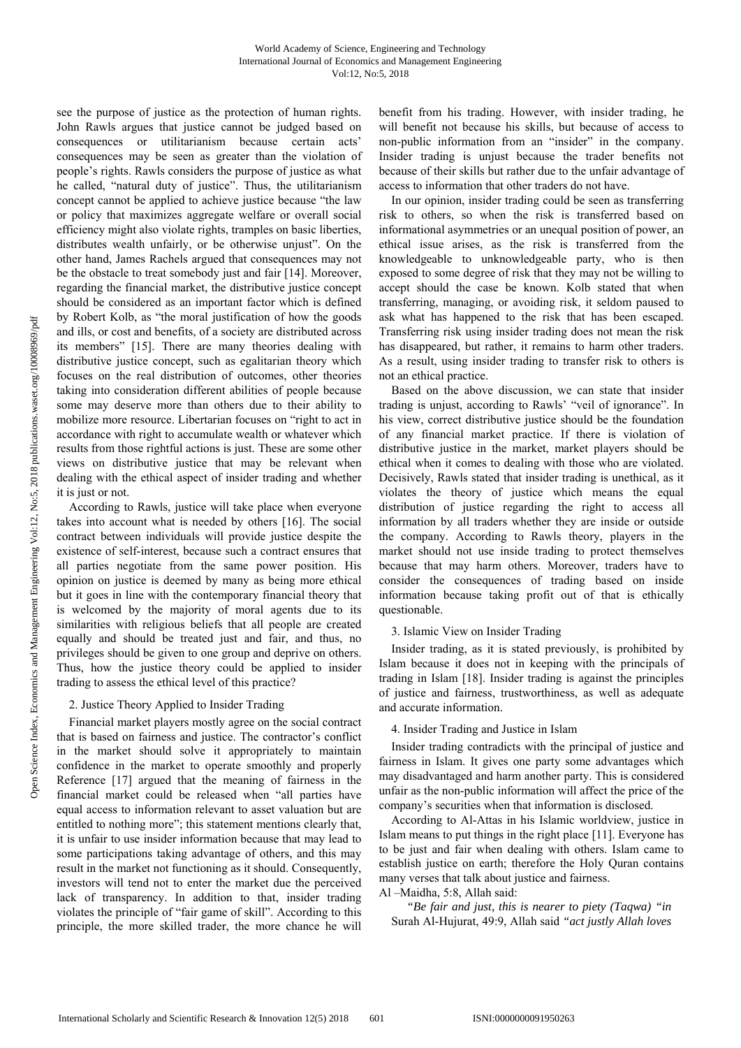see the purpose of justice as the protection of human rights. John Rawls argues that justice cannot be judged based on consequences or utilitarianism because certain acts' consequences may be seen as greater than the violation of people's rights. Rawls considers the purpose of justice as what he called, "natural duty of justice". Thus, the utilitarianism concept cannot be applied to achieve justice because "the law or policy that maximizes aggregate welfare or overall social efficiency might also violate rights, tramples on basic liberties, distributes wealth unfairly, or be otherwise unjust". On the other hand, James Rachels argued that consequences may not be the obstacle to treat somebody just and fair [14]. Moreover, regarding the financial market, the distributive justice concept should be considered as an important factor which is defined by Robert Kolb, as "the moral justification of how the goods and ills, or cost and benefits, of a society are distributed across its members" [15]. There are many theories dealing with distributive justice concept, such as egalitarian theory which focuses on the real distribution of outcomes, other theories taking into consideration different abilities of people because some may deserve more than others due to their ability to mobilize more resource. Libertarian focuses on "right to act in accordance with right to accumulate wealth or whatever which results from those rightful actions is just. These are some other views on distributive justice that may be relevant when dealing with the ethical aspect of insider trading and whether it is just or not.

According to Rawls, justice will take place when everyone takes into account what is needed by others [16]. The social contract between individuals will provide justice despite the existence of self-interest, because such a contract ensures that all parties negotiate from the same power position. His opinion on justice is deemed by many as being more ethical but it goes in line with the contemporary financial theory that is welcomed by the majority of moral agents due to its similarities with religious beliefs that all people are created equally and should be treated just and fair, and thus, no privileges should be given to one group and deprive on others. Thus, how the justice theory could be applied to insider trading to assess the ethical level of this practice?

2. Justice Theory Applied to Insider Trading

Financial market players mostly agree on the social contract that is based on fairness and justice. The contractor's conflict in the market should solve it appropriately to maintain confidence in the market to operate smoothly and properly Reference [17] argued that the meaning of fairness in the financial market could be released when "all parties have equal access to information relevant to asset valuation but are entitled to nothing more"; this statement mentions clearly that, it is unfair to use insider information because that may lead to some participations taking advantage of others, and this may result in the market not functioning as it should. Consequently, investors will tend not to enter the market due the perceived lack of transparency. In addition to that, insider trading violates the principle of "fair game of skill". According to this principle, the more skilled trader, the more chance he will benefit from his trading. However, with insider trading, he will benefit not because his skills, but because of access to non-public information from an "insider" in the company. Insider trading is unjust because the trader benefits not because of their skills but rather due to the unfair advantage of access to information that other traders do not have.

In our opinion, insider trading could be seen as transferring risk to others, so when the risk is transferred based on informational asymmetries or an unequal position of power, an ethical issue arises, as the risk is transferred from the knowledgeable to unknowledgeable party, who is then exposed to some degree of risk that they may not be willing to accept should the case be known. Kolb stated that when transferring, managing, or avoiding risk, it seldom paused to ask what has happened to the risk that has been escaped. Transferring risk using insider trading does not mean the risk has disappeared, but rather, it remains to harm other traders. As a result, using insider trading to transfer risk to others is not an ethical practice.

Based on the above discussion, we can state that insider trading is unjust, according to Rawls' "veil of ignorance". In his view, correct distributive justice should be the foundation of any financial market practice. If there is violation of distributive justice in the market, market players should be ethical when it comes to dealing with those who are violated. Decisively, Rawls stated that insider trading is unethical, as it violates the theory of justice which means the equal distribution of justice regarding the right to access all information by all traders whether they are inside or outside the company. According to Rawls theory, players in the market should not use inside trading to protect themselves because that may harm others. Moreover, traders have to consider the consequences of trading based on inside information because taking profit out of that is ethically questionable.

3. Islamic View on Insider Trading

Insider trading, as it is stated previously, is prohibited by Islam because it does not in keeping with the principals of trading in Islam [18]. Insider trading is against the principles of justice and fairness, trustworthiness, as well as adequate and accurate information.

4. Insider Trading and Justice in Islam

Insider trading contradicts with the principal of justice and fairness in Islam. It gives one party some advantages which may disadvantaged and harm another party. This is considered unfair as the non-public information will affect the price of the company's securities when that information is disclosed.

According to Al-Attas in his Islamic worldview, justice in Islam means to put things in the right place [11]. Everyone has to be just and fair when dealing with others. Islam came to establish justice on earth; therefore the Holy Quran contains many verses that talk about justice and fairness.

Al –Maidha, 5:8, Allah said:

*"Be fair and just, this is nearer to piety (Taqwa) "*in Surah Al-Hujurat, 49:9, Allah said *"act justly Allah loves*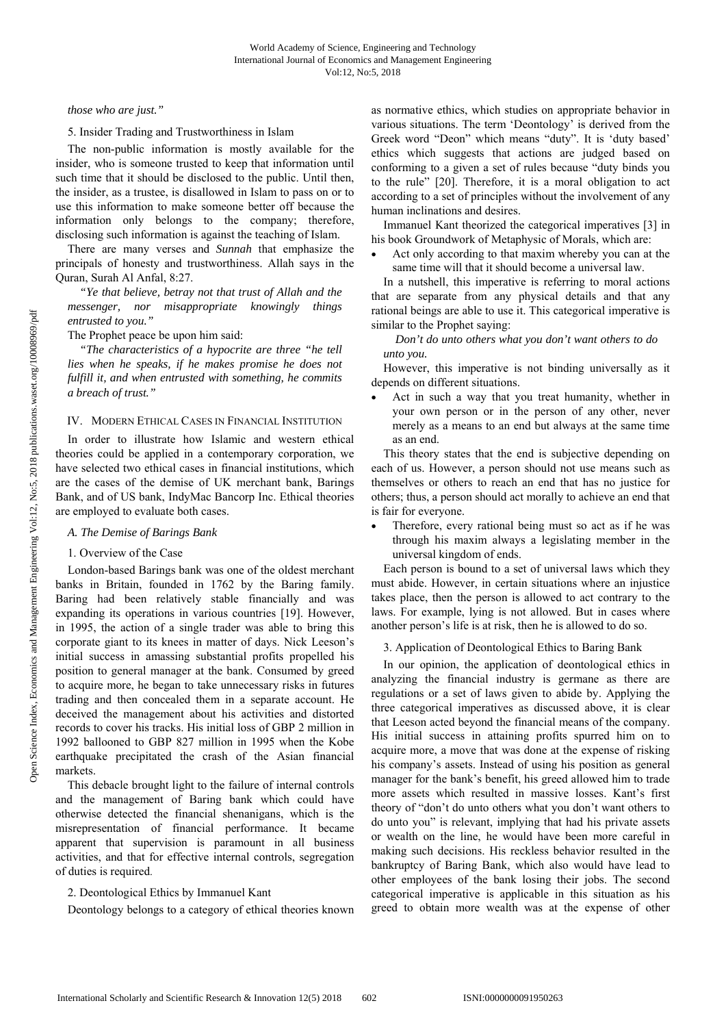*those who are just."*

5. Insider Trading and Trustworthiness in Islam

The non-public information is mostly available for the insider, who is someone trusted to keep that information until such time that it should be disclosed to the public. Until then, the insider, as a trustee, is disallowed in Islam to pass on or to use this information to make someone better off because the information only belongs to the company; therefore, disclosing such information is against the teaching of Islam.

There are many verses and *Sunnah* that emphasize the principals of honesty and trustworthiness. Allah says in the Quran, Surah Al Anfal, 8:27.

> *"Ye that believe, betray not that trust of Allah and the messenger, nor misappropriate knowingly things entrusted to you."*

The Prophet peace be upon him said:

> *"The characteristics of a hypocrite are three "he tell lies when he speaks, if he makes promise he does not fulfill it, and when entrusted with something, he commits a breach of trust."*

## IV. Modern Ethical Cases in Financial Institution

In order to illustrate how Islamic and western ethical theories could be applied in a contemporary corporation, we have selected two ethical cases in financial institutions, which are the cases of the demise of UK merchant bank, Barings Bank, and of US bank, IndyMac Bancorp Inc. Ethical theories are employed to evaluate both cases.

### *A. The Demise of Barings Bank*

1. Overview of the Case

London-based Barings bank was one of the oldest merchant banks in Britain, founded in 1762 by the Baring family. Baring had been relatively stable financially and was expanding its operations in various countries [19]. However, in 1995, the action of a single trader was able to bring this corporate giant to its knees in matter of days. Nick Leeson's initial success in amassing substantial profits propelled his position to general manager at the bank. Consumed by greed to acquire more, he began to take unnecessary risks in futures trading and then concealed them in a separate account. He deceived the management about his activities and distorted records to cover his tracks. His initial loss of GBP 2 million in 1992 ballooned to GBP 827 million in 1995 when the Kobe earthquake precipitated the crash of the Asian financial markets.

This debacle brought light to the failure of internal controls and the management of Baring bank which could have otherwise detected the financial shenanigans, which is the misrepresentation of financial performance. It became apparent that supervision is paramount in all business activities, and that for effective internal controls, segregation of duties is required.

2. Deontological Ethics by Immanuel Kant

Deontology belongs to a category of ethical theories known as normative ethics, which studies on appropriate behavior in various situations. The term 'Deontology' is derived from the Greek word "Deon" which means "duty". It is 'duty based' ethics which suggests that actions are judged based on conforming to a given a set of rules because "duty binds you to the rule" [20]. Therefore, it is a moral obligation to act according to a set of principles without the involvement of any human inclinations and desires.

Immanuel Kant theorized the categorical imperatives [3] in his book Groundwork of Metaphysic of Morals, which are:

- Act only according to that maxim whereby you can at the same time will that it should become a universal law.

In a nutshell, this imperative is referring to moral actions that are separate from any physical details and that any rational beings are able to use it. This categorical imperative is similar to the Prophet saying:

> *Don't do unto others what you don't want others to do unto you.*

However, this imperative is not binding universally as it depends on different situations.

- Act in such a way that you treat humanity, whether in your own person or in the person of any other, never merely as a means to an end but always at the same time as an end.

This theory states that the end is subjective depending on each of us. However, a person should not use means such as themselves or others to reach an end that has no justice for others; thus, a person should act morally to achieve an end that is fair for everyone.

- Therefore, every rational being must so act as if he was through his maxim always a legislating member in the universal kingdom of ends.

Each person is bound to a set of universal laws which they must abide. However, in certain situations where an injustice takes place, then the person is allowed to act contrary to the laws. For example, lying is not allowed. But in cases where another person's life is at risk, then he is allowed to do so.

3. Application of Deontological Ethics to Baring Bank

In our opinion, the application of deontological ethics in analyzing the financial industry is germane as there are regulations or a set of laws given to abide by. Applying the three categorical imperatives as discussed above, it is clear that Leeson acted beyond the financial means of the company. His initial success in attaining profits spurred him on to acquire more, a move that was done at the expense of risking his company's assets. Instead of using his position as general manager for the bank's benefit, his greed allowed him to trade more assets which resulted in massive losses. Kant's first theory of "don't do unto others what you don't want others to do unto you" is relevant, implying that had his private assets or wealth on the line, he would have been more careful in making such decisions. His reckless behavior resulted in the bankruptcy of Baring Bank, which also would have lead to other employees of the bank losing their jobs. The second categorical imperative is applicable in this situation as his greed to obtain more wealth was at the expense of other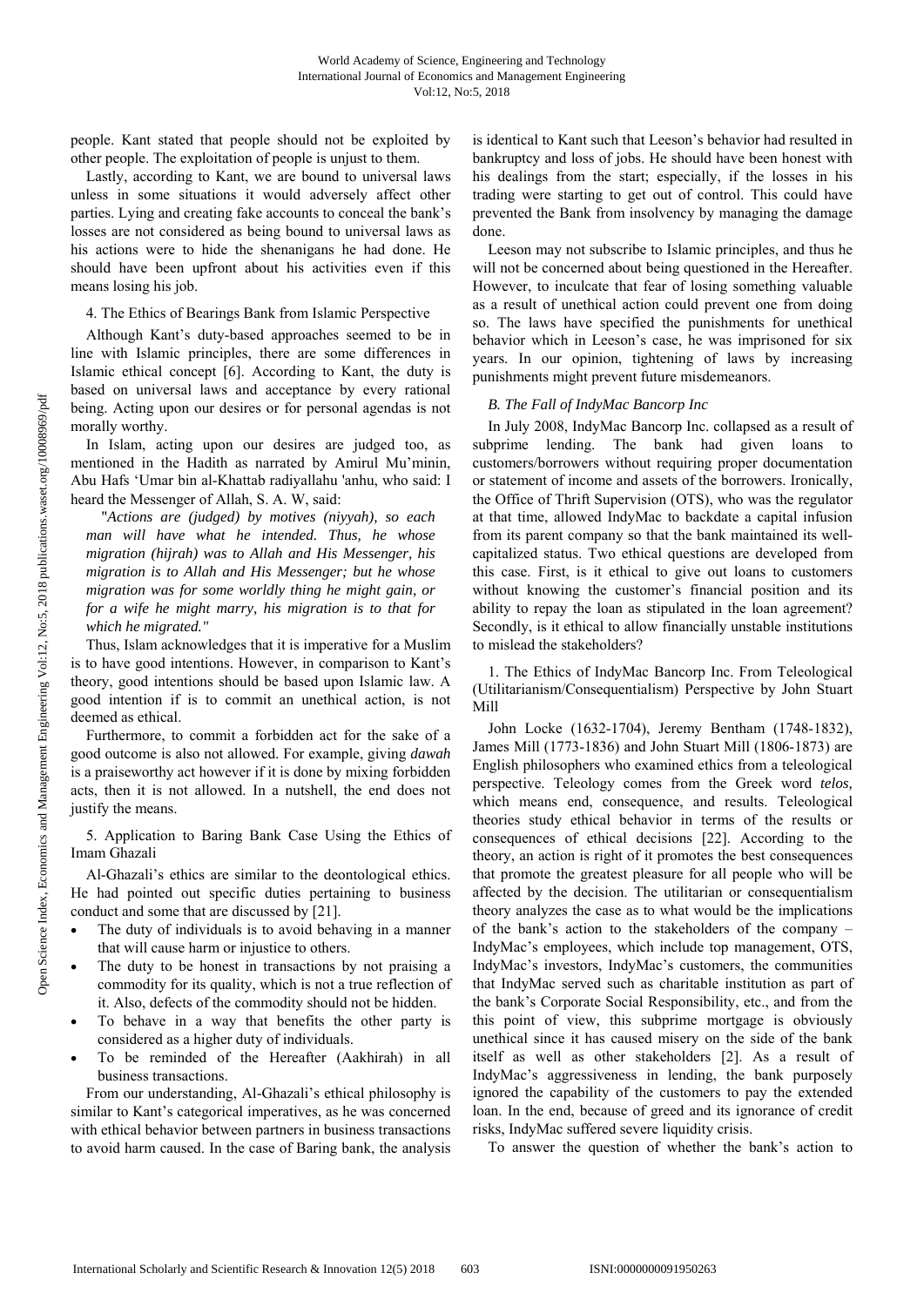people. Kant stated that people should not be exploited by other people. The exploitation of people is unjust to them.

Lastly, according to Kant, we are bound to universal laws unless in some situations it would adversely affect other parties. Lying and creating fake accounts to conceal the bank's losses are not considered as being bound to universal laws as his actions were to hide the shenanigans he had done. He should have been upfront about his activities even if this means losing his job.

4. The Ethics of Bearings Bank from Islamic Perspective

Although Kant's duty-based approaches seemed to be in line with Islamic principles, there are some differences in Islamic ethical concept [6]. According to Kant, the duty is based on universal laws and acceptance by every rational being. Acting upon our desires or for personal agendas is not morally worthy.

In Islam, acting upon our desires are judged too, as mentioned in the Hadith as narrated by Amirul Mu'minin, Abu Hafs 'Umar bin al-Khattab radiyallahu 'anhu, who said: I heard the Messenger of Allah, S. A. W, said:

> *"Actions are (judged) by motives (niyyah), so each man will have what he intended. Thus, he whose migration (hijrah) was to Allah and His Messenger, his migration is to Allah and His Messenger; but he whose migration was for some worldly thing he might gain, or for a wife he might marry, his migration is to that for which he migrated."*

Thus, Islam acknowledges that it is imperative for a Muslim is to have good intentions. However, in comparison to Kant's theory, good intentions should be based upon Islamic law. A good intention if is to commit an unethical action, is not deemed as ethical.

Furthermore, to commit a forbidden act for the sake of a good outcome is also not allowed. For example, giving *dawah* is a praiseworthy act however if it is done by mixing forbidden acts, then it is not allowed. In a nutshell, the end does not justify the means.

5. Application to Baring Bank Case Using the Ethics of Imam Ghazali

Al-Ghazali's ethics are similar to the deontological ethics. He had pointed out specific duties pertaining to business conduct and some that are discussed by [21].

- The duty of individuals is to avoid behaving in a manner that will cause harm or injustice to others.
- The duty to be honest in transactions by not praising a commodity for its quality, which is not a true reflection of it. Also, defects of the commodity should not be hidden.
- To behave in a way that benefits the other party is considered as a higher duty of individuals.
- To be reminded of the Hereafter (Aakhirah) in all business transactions.

From our understanding, Al-Ghazali's ethical philosophy is similar to Kant's categorical imperatives, as he was concerned with ethical behavior between partners in business transactions to avoid harm caused. In the case of Baring bank, the analysis is identical to Kant such that Leeson's behavior had resulted in bankruptcy and loss of jobs. He should have been honest with his dealings from the start; especially, if the losses in his trading were starting to get out of control. This could have prevented the Bank from insolvency by managing the damage done.

Leeson may not subscribe to Islamic principles, and thus he will not be concerned about being questioned in the Hereafter. However, to inculcate that fear of losing something valuable as a result of unethical action could prevent one from doing so. The laws have specified the punishments for unethical behavior which in Leeson's case, he was imprisoned for six years. In our opinion, tightening of laws by increasing punishments might prevent future misdemeanors.

### *B. The Fall of IndyMac Bancorp Inc*

In July 2008, IndyMac Bancorp Inc. collapsed as a result of subprime lending. The bank had given loans to customers/borrowers without requiring proper documentation or statement of income and assets of the borrowers. Ironically, the Office of Thrift Supervision (OTS), who was the regulator at that time, allowed IndyMac to backdate a capital infusion from its parent company so that the bank maintained its well-capitalized status. Two ethical questions are developed from this case. First, is it ethical to give out loans to customers without knowing the customer's financial position and its ability to repay the loan as stipulated in the loan agreement? Secondly, is it ethical to allow financially unstable institutions to mislead the stakeholders?

1. The Ethics of IndyMac Bancorp Inc. From Teleological (Utilitarianism/Consequentialism) Perspective by John Stuart Mill

John Locke (1632-1704), Jeremy Bentham (1748-1832), James Mill (1773-1836) and John Stuart Mill (1806-1873) are English philosophers who examined ethics from a teleological perspective. Teleology comes from the Greek word *telos,* which means end, consequence, and results. Teleological theories study ethical behavior in terms of the results or consequences of ethical decisions [22]. According to the theory, an action is right of it promotes the best consequences that promote the greatest pleasure for all people who will be affected by the decision. The utilitarian or consequentialism theory analyzes the case as to what would be the implications of the bank's action to the stakeholders of the company – IndyMac's employees, which include top management, OTS, IndyMac's investors, IndyMac's customers, the communities that IndyMac served such as charitable institution as part of the bank's Corporate Social Responsibility, etc., and from the this point of view, this subprime mortgage is obviously unethical since it has caused misery on the side of the bank itself as well as other stakeholders [2]. As a result of IndyMac's aggressiveness in lending, the bank purposely ignored the capability of the customers to pay the extended loan. In the end, because of greed and its ignorance of credit risks, IndyMac suffered severe liquidity crisis.

To answer the question of whether the bank's action to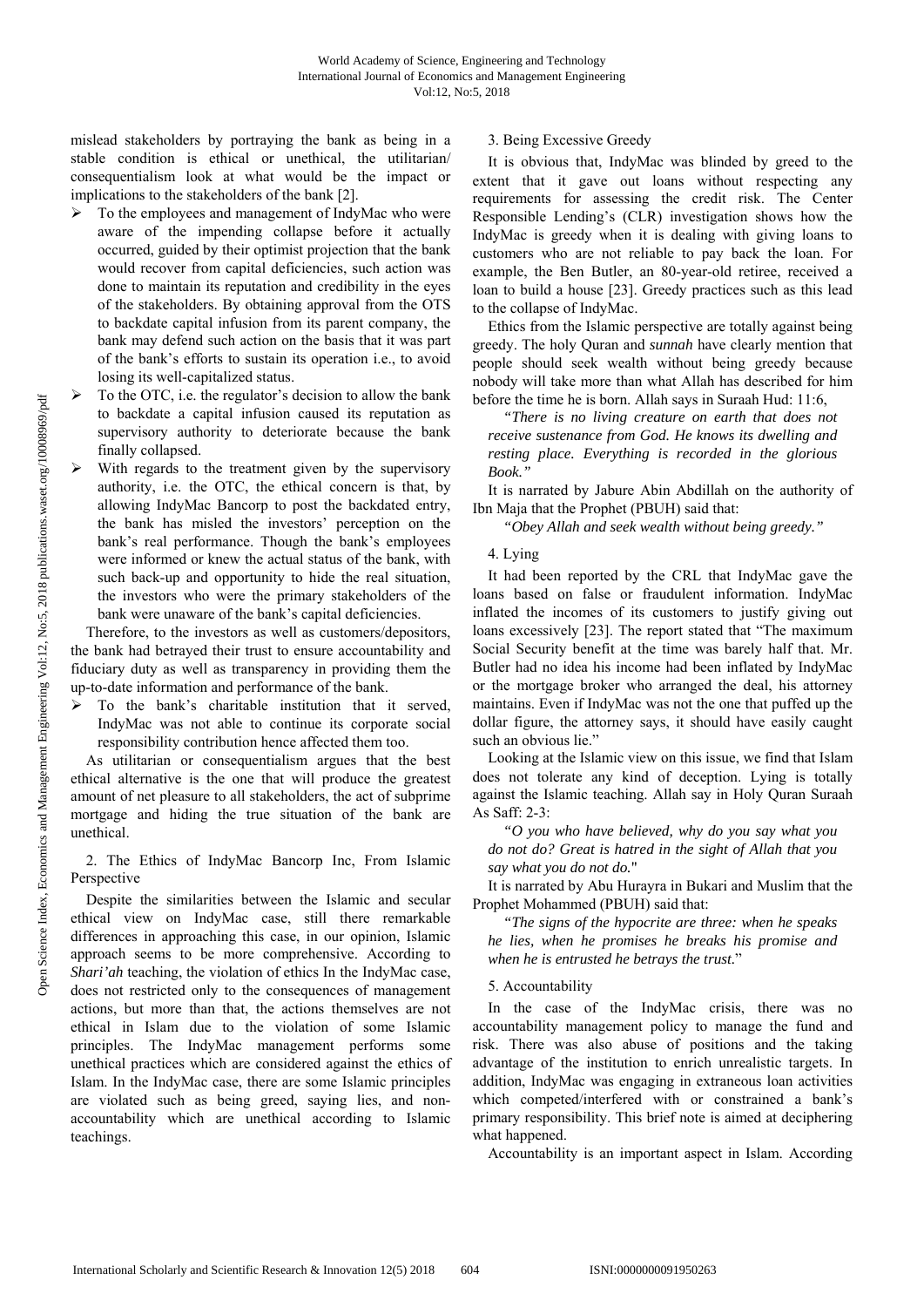mislead stakeholders by portraying the bank as being in a stable condition is ethical or unethical, the utilitarian/ consequentialism look at what would be the impact or implications to the stakeholders of the bank [2].

- To the employees and management of IndyMac who were aware of the impending collapse before it actually occurred, guided by their optimist projection that the bank would recover from capital deficiencies, such action was done to maintain its reputation and credibility in the eyes of the stakeholders. By obtaining approval from the OTS to backdate capital infusion from its parent company, the bank may defend such action on the basis that it was part of the bank's efforts to sustain its operation i.e., to avoid losing its well-capitalized status.
- To the OTC, i.e. the regulator's decision to allow the bank to backdate a capital infusion caused its reputation as supervisory authority to deteriorate because the bank finally collapsed.
- With regards to the treatment given by the supervisory authority, i.e. the OTC, the ethical concern is that, by allowing IndyMac Bancorp to post the backdated entry, the bank has misled the investors' perception on the bank's real performance. Though the bank's employees were informed or knew the actual status of the bank, with such back-up and opportunity to hide the real situation, the investors who were the primary stakeholders of the bank were unaware of the bank's capital deficiencies.

Therefore, to the investors as well as customers/depositors, the bank had betrayed their trust to ensure accountability and fiduciary duty as well as transparency in providing them the up-to-date information and performance of the bank.

- To the bank's charitable institution that it served, IndyMac was not able to continue its corporate social responsibility contribution hence affected them too.

As utilitarian or consequentialism argues that the best ethical alternative is the one that will produce the greatest amount of net pleasure to all stakeholders, the act of subprime mortgage and hiding the true situation of the bank are unethical.

### 2. The Ethics of IndyMac Bancorp Inc, From Islamic Perspective

Despite the similarities between the Islamic and secular ethical view on IndyMac case, still there remarkable differences in approaching this case, in our opinion, Islamic approach seems to be more comprehensive. According to *Shari'ah* teaching, the violation of ethics In the IndyMac case, does not restricted only to the consequences of management actions, but more than that, the actions themselves are not ethical in Islam due to the violation of some Islamic principles. The IndyMac management performs some unethical practices which are considered against the ethics of Islam. In the IndyMac case, there are some Islamic principles are violated such as being greed, saying lies, and non-accountability which are unethical according to Islamic teachings.

### 3. Being Excessive Greedy

It is obvious that, IndyMac was blinded by greed to the extent that it gave out loans without respecting any requirements for assessing the credit risk. The Center Responsible Lending's (CLR) investigation shows how the IndyMac is greedy when it is dealing with giving loans to customers who are not reliable to pay back the loan. For example, the Ben Butler, an 80-year-old retiree, received a loan to build a house [23]. Greedy practices such as this lead to the collapse of IndyMac.

Ethics from the Islamic perspective are totally against being greedy. The holy Quran and *sunnah* have clearly mention that people should seek wealth without being greedy because nobody will take more than what Allah has described for him before the time he is born. Allah says in Suraah Hud: 11:6,

> *"There is no living creature on earth that does not receive sustenance from God. He knows its dwelling and resting place. Everything is recorded in the glorious Book."*

It is narrated by Jabure Abin Abdillah on the authority of Ibn Maja that the Prophet (PBUH) said that:

> *"Obey Allah and seek wealth without being greedy."*

### 4. Lying

It had been reported by the CRL that IndyMac gave the loans based on false or fraudulent information. IndyMac inflated the incomes of its customers to justify giving out loans excessively [23]. The report stated that "The maximum Social Security benefit at the time was barely half that. Mr. Butler had no idea his income had been inflated by IndyMac or the mortgage broker who arranged the deal, his attorney maintains. Even if IndyMac was not the one that puffed up the dollar figure, the attorney says, it should have easily caught such an obvious lie."

Looking at the Islamic view on this issue, we find that Islam does not tolerate any kind of deception. Lying is totally against the Islamic teaching. Allah say in Holy Quran Suraah As Saff: 2-3:

> *"O you who have believed, why do you say what you do not do? Great is hatred in the sight of Allah that you say what you do not do."*

It is narrated by Abu Hurayra in Bukari and Muslim that the Prophet Mohammed (PBUH) said that:

> *"The signs of the hypocrite are three: when he speaks he lies, when he promises he breaks his promise and when he is entrusted he betrays the trust.*"

### 5. Accountability

In the case of the IndyMac crisis, there was no accountability management policy to manage the fund and risk. There was also abuse of positions and the taking advantage of the institution to enrich unrealistic targets. In addition, IndyMac was engaging in extraneous loan activities which competed/interfered with or constrained a bank's primary responsibility. This brief note is aimed at deciphering what happened.

Accountability is an important aspect in Islam. According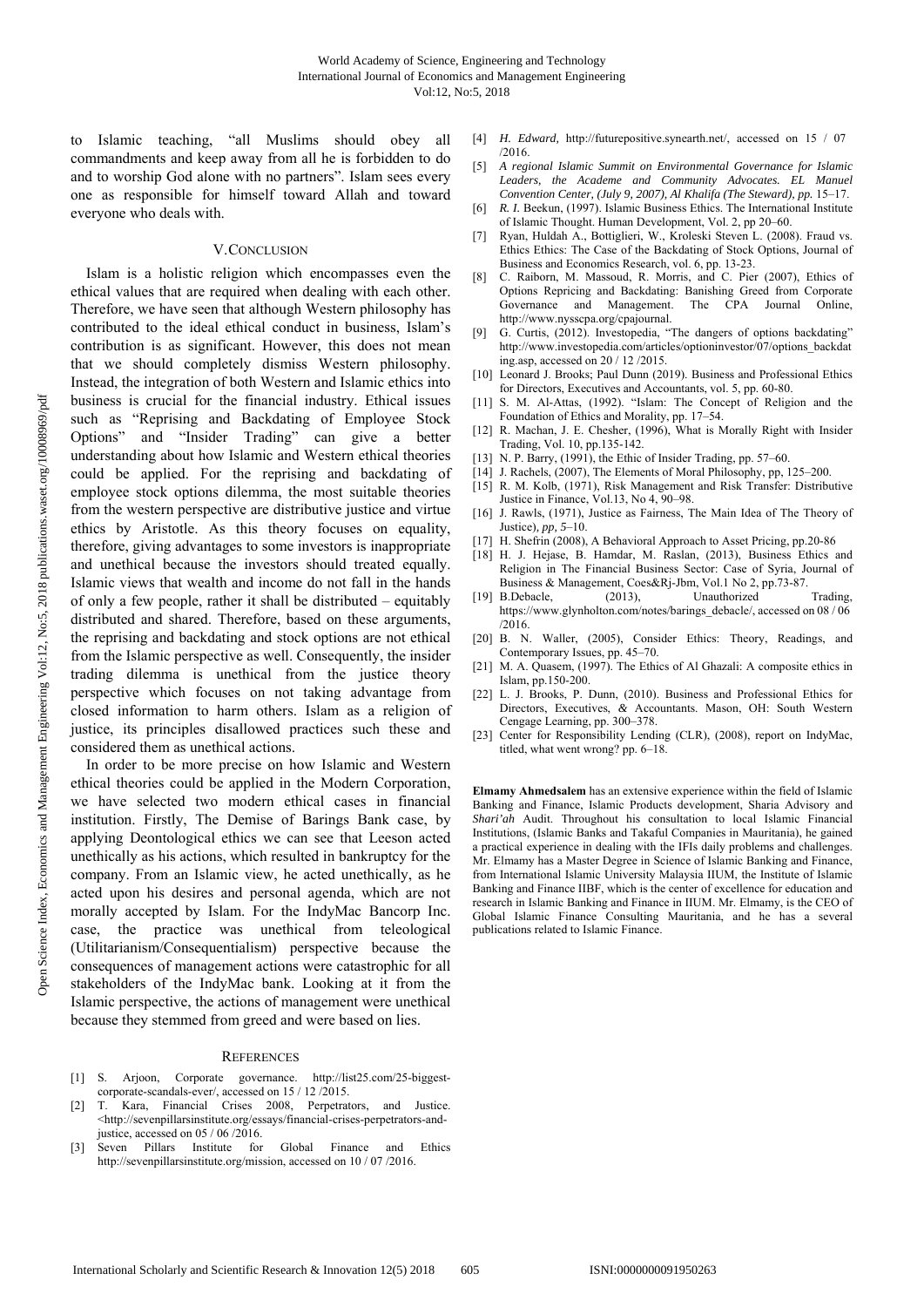to Islamic teaching, "all Muslims should obey all commandments and keep away from all he is forbidden to do and to worship God alone with no partners". Islam sees every one as responsible for himself toward Allah and toward everyone who deals with.

## V. Conclusion

Islam is a holistic religion which encompasses even the ethical values that are required when dealing with each other. Therefore, we have seen that although Western philosophy has contributed to the ideal ethical conduct in business, Islam's contribution is as significant. However, this does not mean that we should completely dismiss Western philosophy. Instead, the integration of both Western and Islamic ethics into business is crucial for the financial industry. Ethical issues such as "Reprising and Backdating of Employee Stock Options" and "Insider Trading" can give a better understanding about how Islamic and Western ethical theories could be applied. For the reprising and backdating of employee stock options dilemma, the most suitable theories from the western perspective are distributive justice and virtue ethics by Aristotle. As this theory focuses on equality, therefore, giving advantages to some investors is inappropriate and unethical because the investors should treated equally. Islamic views that wealth and income do not fall in the hands of only a few people, rather it shall be distributed – equitably distributed and shared. Therefore, based on these arguments, the reprising and backdating and stock options are not ethical from the Islamic perspective as well. Consequently, the insider trading dilemma is unethical from the justice theory perspective which focuses on not taking advantage from closed information to harm others. Islam as a religion of justice, its principles disallowed practices such these and considered them as unethical actions.

In order to be more precise on how Islamic and Western ethical theories could be applied in the Modern Corporation, we have selected two modern ethical cases in financial institution. Firstly, The Demise of Barings Bank case, by applying Deontological ethics we can see that Leeson acted unethically as his actions, which resulted in bankruptcy for the company. From an Islamic view, he acted unethically, as he acted upon his desires and personal agenda, which are not morally accepted by Islam. For the IndyMac Bancorp Inc. case, the practice was unethical from teleological (Utilitarianism/Consequentialism) perspective because the consequences of management actions were catastrophic for all stakeholders of the IndyMac bank. Looking at it from the Islamic perspective, the actions of management were unethical because they stemmed from greed and were based on lies.

## References

[1] S. Arjoon, Corporate governance. http://list25.com/25-biggest-corporate-scandals-ever/, accessed on 15 / 12 /2015.

[2] T. Kara, Financial Crises 2008, Perpetrators, and Justice. <http://sevenpillarsinstitute.org/essays/financial-crises-perpetrators-and-justice, accessed on 05 / 06 /2016.

[3] Seven Pillars Institute for Global Finance and Ethics http://sevenpillarsinstitute.org/mission, accessed on 10 / 07 /2016.

[4] *H. Edward,* http://futurepositive.synearth.net/, accessed on 15 / 07 /2016.

[5] *A regional Islamic Summit on Environmental Governance for Islamic Leaders, the Academe and Community Advocates. EL Manuel Convention Center, (July 9, 2007), Al Khalifa (The Steward), pp.* 15–17.

[6] *R. I.* Beekun, (1997). Islamic Business Ethics. The International Institute of Islamic Thought. Human Development, Vol. 2, pp 20–60.

[7] Ryan, Huldah A., Bottiglieri, W., Kroleski Steven L. (2008). Fraud vs. Ethics Ethics: The Case of the Backdating of Stock Options, Journal of Business and Economics Research, vol. 6, pp. 13-23.

[8] C. Raiborn, M. Massoud, R. Morris, and C. Pier (2007), Ethics of Options Repricing and Backdating: Banishing Greed from Corporate Governance and Management. The CPA Journal Online, http://www.nysscpa.org/cpajournal.

[9] G. Curtis, (2012). Investopedia, "The dangers of options backdating" http://www.investopedia.com/articles/optioninvestor/07/options_backdating.asp, accessed on 20 / 12 /2015.

[10] Leonard J. Brooks; Paul Dunn (2019). Business and Professional Ethics for Directors, Executives and Accountants, vol. 5, pp. 60-80.

[11] S. M. Al-Attas, (1992). "Islam: The Concept of Religion and the Foundation of Ethics and Morality, pp. 17–54.

[12] R. Machan, J. E. Chesher, (1996), What is Morally Right with Insider Trading, Vol. 10, pp.135-142.

[13] N. P. Barry, (1991), the Ethic of Insider Trading, pp. 57–60.

[14] J. Rachels, (2007), The Elements of Moral Philosophy, pp, 125–200.

[15] R. M. Kolb, (1971), Risk Management and Risk Transfer: Distributive Justice in Finance, Vol.13, No 4, 90–98.

[16] J. Rawls, (1971), Justice as Fairness, The Main Idea of The Theory of Justice), *pp, 5*–10.

[17] H. Shefrin (2008), A Behavioral Approach to Asset Pricing, pp.20-86

[18] H. J. Hejase, B. Hamdar, M. Raslan, (2013), Business Ethics and Religion in The Financial Business Sector: Case of Syria, Journal of Business & Management, Coes&Rj-Jbm, Vol.1 No 2, pp.73-87.

[19] B.Debacle, (2013), Unauthorized Trading, https://www.glynholton.com/notes/barings_debacle/, accessed on 08 / 06 /2016.

[20] B. N. Waller, (2005), Consider Ethics: Theory, Readings, and Contemporary Issues, pp. 45–70.

[21] M. A. Quasem, (1997). The Ethics of Al Ghazali: A composite ethics in Islam, pp.150-200.

[22] L. J. Brooks, P. Dunn, (2010). Business and Professional Ethics for Directors, Executives, & Accountants. Mason, OH: South Western Cengage Learning, pp. 300–378.

[23] Center for Responsibility Lending (CLR), (2008), report on IndyMac, titled, what went wrong? pp. 6–18.

**Elmamy Ahmedsalem** has an extensive experience within the field of Islamic Banking and Finance, Islamic Products development, Sharia Advisory and *Shari'ah* Audit. Throughout his consultation to local Islamic Financial Institutions, (Islamic Banks and Takaful Companies in Mauritania), he gained a practical experience in dealing with the IFIs daily problems and challenges. Mr. Elmamy has a Master Degree in Science of Islamic Banking and Finance, from International Islamic University Malaysia IIUM, the Institute of Islamic Banking and Finance IIBF, which is the center of excellence for education and research in Islamic Banking and Finance in IIUM. Mr. Elmamy, is the CEO of Global Islamic Finance Consulting Mauritania, and he has a several publications related to Islamic Finance.